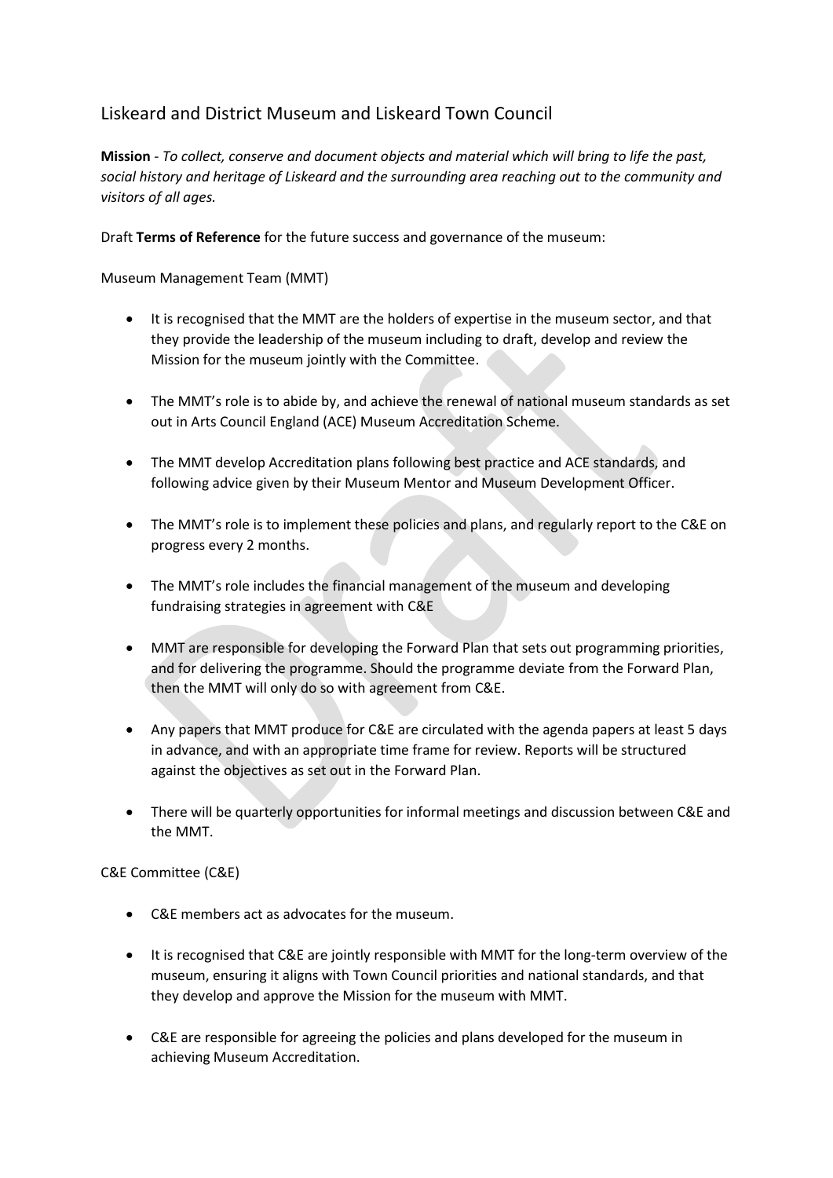# Liskeard and District Museum and Liskeard Town Council

**Mission** - *To collect, conserve and document objects and material which will bring to life the past, social history and heritage of Liskeard and the surrounding area reaching out to the community and visitors of all ages.*

Draft **Terms of Reference** for the future success and governance of the museum:

Museum Management Team (MMT)

- It is recognised that the MMT are the holders of expertise in the museum sector, and that they provide the leadership of the museum including to draft, develop and review the Mission for the museum jointly with the Committee.
- The MMT's role is to abide by, and achieve the renewal of national museum standards as set out in Arts Council England (ACE) Museum Accreditation Scheme.
- The MMT develop Accreditation plans following best practice and ACE standards, and following advice given by their Museum Mentor and Museum Development Officer.
- The MMT's role is to implement these policies and plans, and regularly report to the C&E on progress every 2 months.
- The MMT's role includes the financial management of the museum and developing fundraising strategies in agreement with C&E
- MMT are responsible for developing the Forward Plan that sets out programming priorities, and for delivering the programme. Should the programme deviate from the Forward Plan, then the MMT will only do so with agreement from C&E.
- Any papers that MMT produce for C&E are circulated with the agenda papers at least 5 days in advance, and with an appropriate time frame for review. Reports will be structured against the objectives as set out in the Forward Plan.
- There will be quarterly opportunities for informal meetings and discussion between C&E and the MMT.

C&E Committee (C&E)

- C&E members act as advocates for the museum.
- It is recognised that C&E are jointly responsible with MMT for the long-term overview of the museum, ensuring it aligns with Town Council priorities and national standards, and that they develop and approve the Mission for the museum with MMT.
- C&E are responsible for agreeing the policies and plans developed for the museum in achieving Museum Accreditation.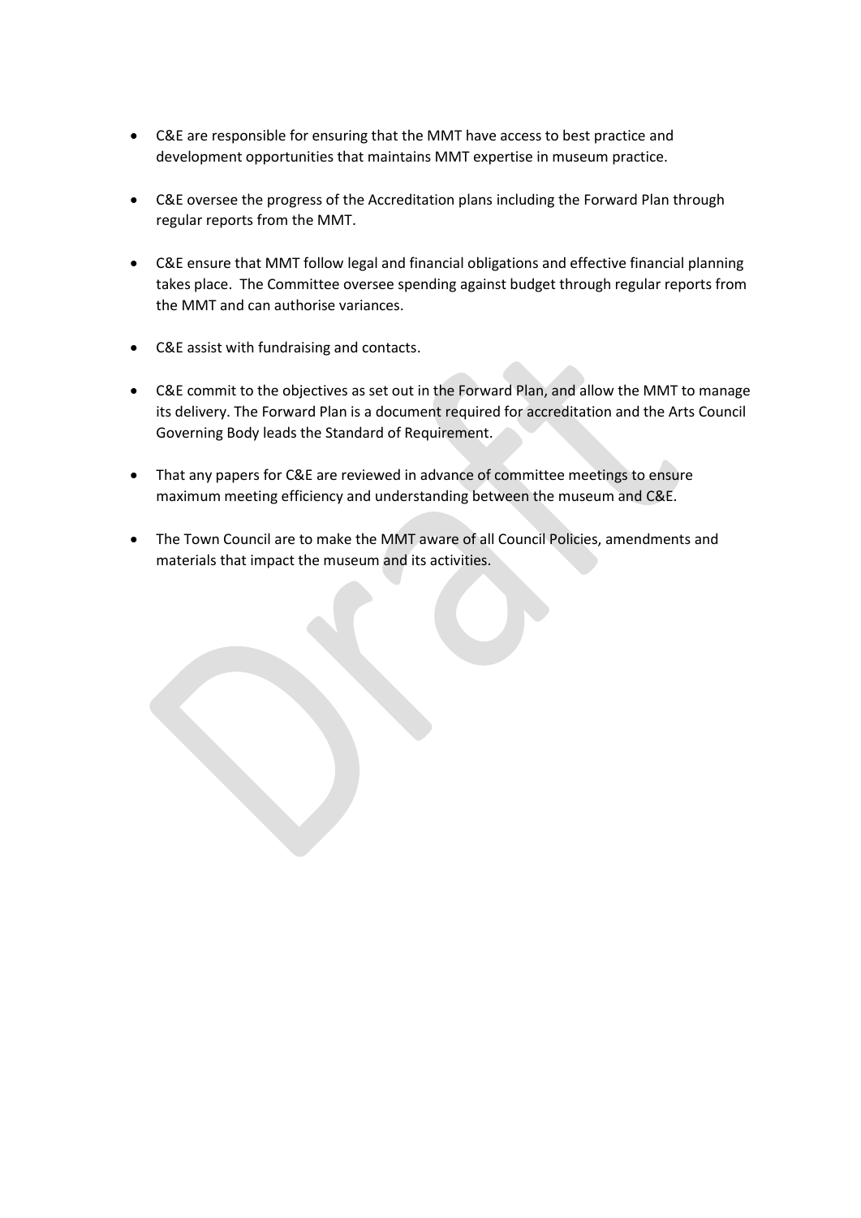- C&E are responsible for ensuring that the MMT have access to best practice and development opportunities that maintains MMT expertise in museum practice.

- C&E oversee the progress of the Accreditation plans including the Forward Plan through regular reports from the MMT.

- C&E ensure that MMT follow legal and financial obligations and effective financial planning takes place. The Committee oversee spending against budget through regular reports from the MMT and can authorise variances.

- C&E assist with fundraising and contacts.

- C&E commit to the objectives as set out in the Forward Plan, and allow the MMT to manage its delivery. The Forward Plan is a document required for accreditation and the Arts Council Governing Body leads the Standard of Requirement.

- That any papers for C&E are reviewed in advance of committee meetings to ensure maximum meeting efficiency and understanding between the museum and C&E.

- The Town Council are to make the MMT aware of all Council Policies, amendments and materials that impact the museum and its activities.